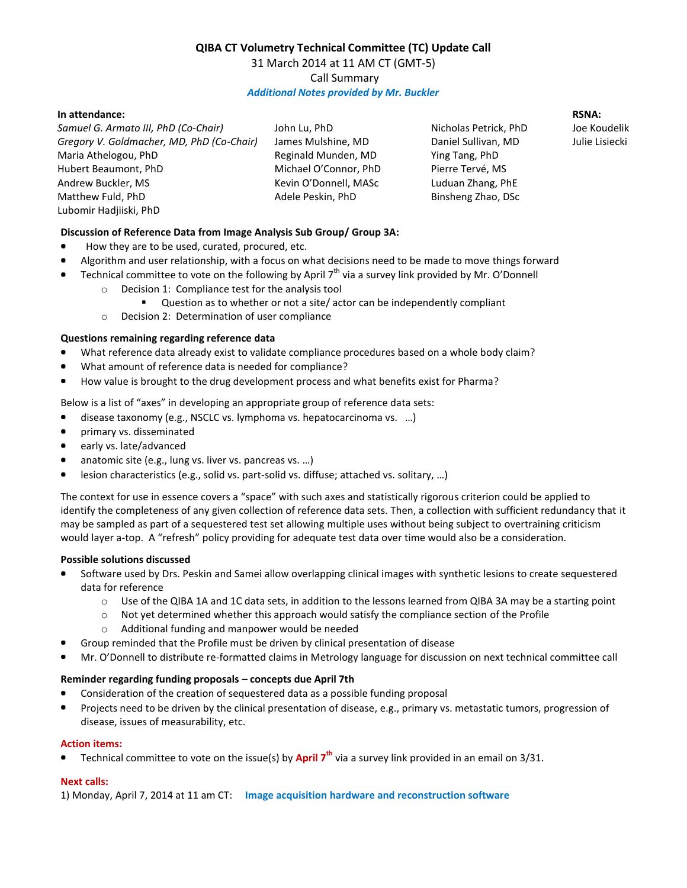# QIBA CT Volumetry Technical Committee (TC) Update Call

31 March 2014 at 11 AM CT (GMT-5)

Call Summary

***Additional Notes provided by Mr. Buckler***

**In attendance:**

*Samuel G. Armato III, PhD (Co-Chair)*
*Gregory V. Goldmacher, MD, PhD (Co-Chair)*
Maria Athelogou, PhD
Hubert Beaumont, PhD
Andrew Buckler, MS
Matthew Fuld, PhD
Lubomir Hadjiiski, PhD
John Lu, PhD
James Mulshine, MD
Reginald Munden, MD
Michael O'Connor, PhD
Kevin O'Donnell, MASc
Adele Peskin, PhD
Nicholas Petrick, PhD
Daniel Sullivan, MD
Ying Tang, PhD
Pierre Tervé, MS
Luduan Zhang, PhE
Binsheng Zhao, DSc

**RSNA:**
Joe Koudelik
Julie Lisiecki

**Discussion of Reference Data from Image Analysis Sub Group/ Group 3A:**

- How they are to be used, curated, procured, etc.
- Algorithm and user relationship, with a focus on what decisions need to be made to move things forward
- Technical committee to vote on the following by April 7th via a survey link provided by Mr. O'Donnell
  - Decision 1: Compliance test for the analysis tool
    - Question as to whether or not a site/ actor can be independently compliant
  - Decision 2: Determination of user compliance

**Questions remaining regarding reference data**

- What reference data already exist to validate compliance procedures based on a whole body claim?
- What amount of reference data is needed for compliance?
- How value is brought to the drug development process and what benefits exist for Pharma?

Below is a list of "axes" in developing an appropriate group of reference data sets:

- disease taxonomy (e.g., NSCLC vs. lymphoma vs. hepatocarcinoma vs. …)
- primary vs. disseminated
- early vs. late/advanced
- anatomic site (e.g., lung vs. liver vs. pancreas vs. …)
- lesion characteristics (e.g., solid vs. part-solid vs. diffuse; attached vs. solitary, …)

The context for use in essence covers a "space" with such axes and statistically rigorous criterion could be applied to identify the completeness of any given collection of reference data sets. Then, a collection with sufficient redundancy that it may be sampled as part of a sequestered test set allowing multiple uses without being subject to overtraining criticism would layer a-top. A "refresh" policy providing for adequate test data over time would also be a consideration.

**Possible solutions discussed**

- Software used by Drs. Peskin and Samei allow overlapping clinical images with synthetic lesions to create sequestered data for reference
  - Use of the QIBA 1A and 1C data sets, in addition to the lessons learned from QIBA 3A may be a starting point
  - Not yet determined whether this approach would satisfy the compliance section of the Profile
  - Additional funding and manpower would be needed
- Group reminded that the Profile must be driven by clinical presentation of disease
- Mr. O'Donnell to distribute re-formatted claims in Metrology language for discussion on next technical committee call

**Reminder regarding funding proposals – concepts due April 7th**

- Consideration of the creation of sequestered data as a possible funding proposal
- Projects need to be driven by the clinical presentation of disease, e.g., primary vs. metastatic tumors, progression of disease, issues of measurability, etc.

**Action items:**

- Technical committee to vote on the issue(s) by **April 7th** via a survey link provided in an email on 3/31.

**Next calls:**

1) Monday, April 7, 2014 at 11 am CT: **Image acquisition hardware and reconstruction software**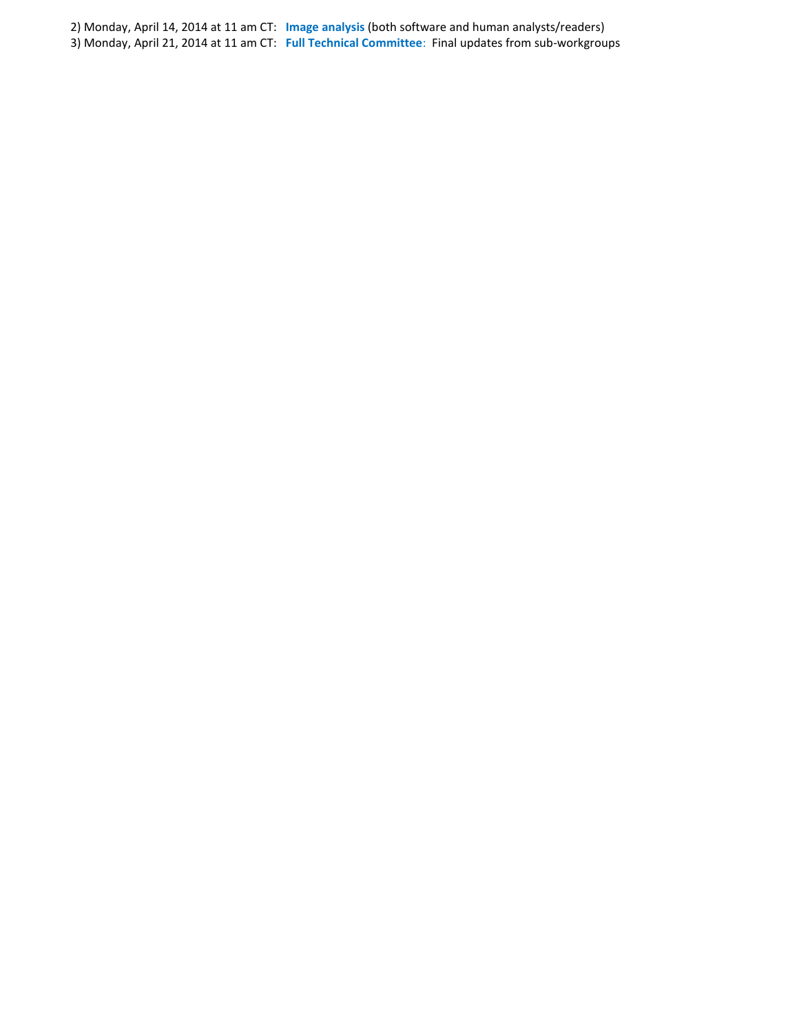2) Monday, April 14, 2014 at 11 am CT: **Image analysis** (both software and human analysts/readers)

3) Monday, April 21, 2014 at 11 am CT: **Full Technical Committee**: Final updates from sub-workgroups